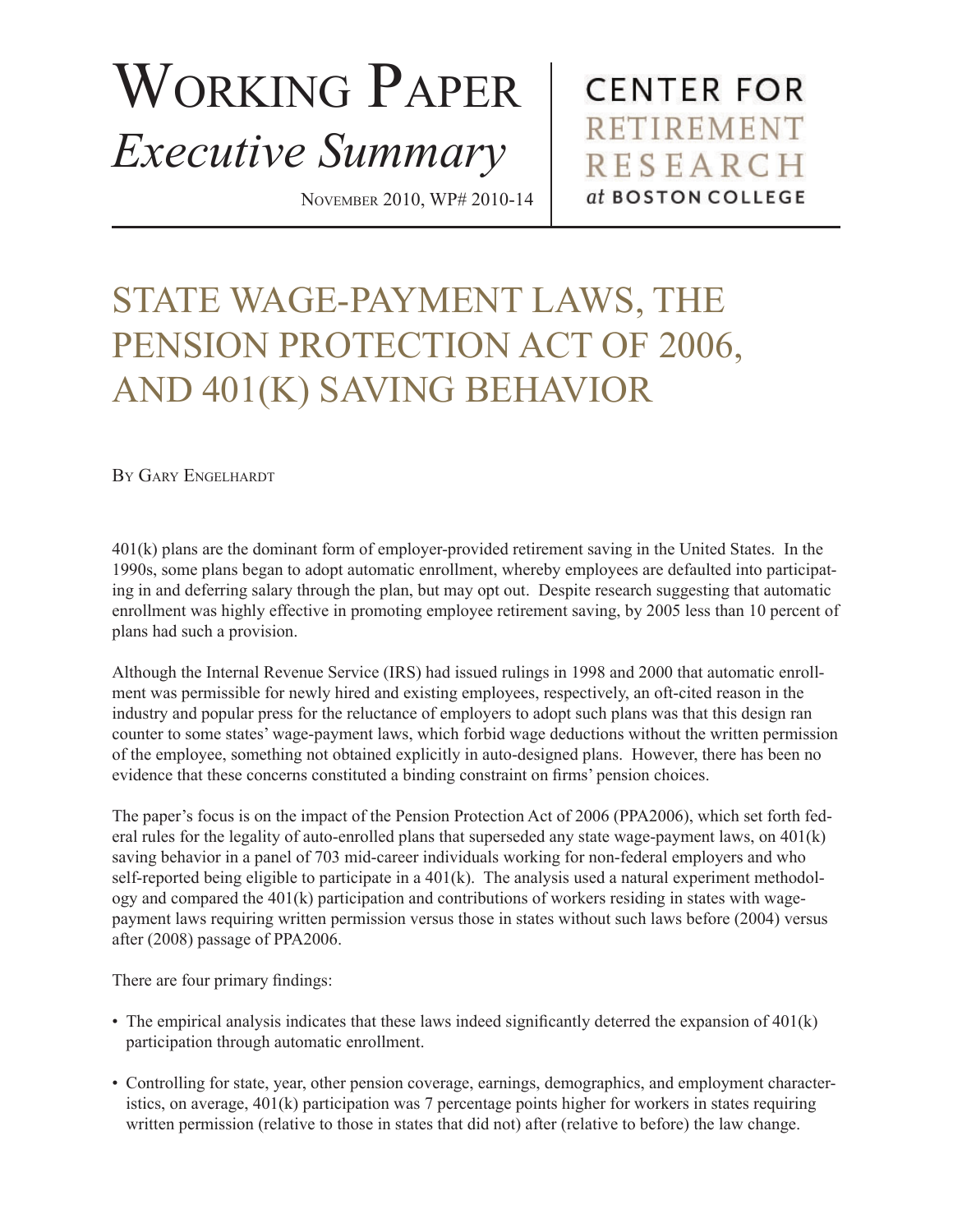# Working Paper
*Executive Summary*

November 2010, WP# 2010-14

CENTER FOR RETIREMENT RESEARCH at BOSTON COLLEGE

# STATE WAGE-PAYMENT LAWS, THE PENSION PROTECTION ACT OF 2006, AND 401(K) SAVING BEHAVIOR

By Gary Engelhardt

401(k) plans are the dominant form of employer-provided retirement saving in the United States. In the 1990s, some plans began to adopt automatic enrollment, whereby employees are defaulted into participating in and deferring salary through the plan, but may opt out. Despite research suggesting that automatic enrollment was highly effective in promoting employee retirement saving, by 2005 less than 10 percent of plans had such a provision.

Although the Internal Revenue Service (IRS) had issued rulings in 1998 and 2000 that automatic enrollment was permissible for newly hired and existing employees, respectively, an oft-cited reason in the industry and popular press for the reluctance of employers to adopt such plans was that this design ran counter to some states' wage-payment laws, which forbid wage deductions without the written permission of the employee, something not obtained explicitly in auto-designed plans. However, there has been no evidence that these concerns constituted a binding constraint on firms' pension choices.

The paper's focus is on the impact of the Pension Protection Act of 2006 (PPA2006), which set forth federal rules for the legality of auto-enrolled plans that superseded any state wage-payment laws, on 401(k) saving behavior in a panel of 703 mid-career individuals working for non-federal employers and who self-reported being eligible to participate in a 401(k). The analysis used a natural experiment methodology and compared the 401(k) participation and contributions of workers residing in states with wage-payment laws requiring written permission versus those in states without such laws before (2004) versus after (2008) passage of PPA2006.

There are four primary findings:

- The empirical analysis indicates that these laws indeed significantly deterred the expansion of 401(k) participation through automatic enrollment.
- Controlling for state, year, other pension coverage, earnings, demographics, and employment characteristics, on average, 401(k) participation was 7 percentage points higher for workers in states requiring written permission (relative to those in states that did not) after (relative to before) the law change.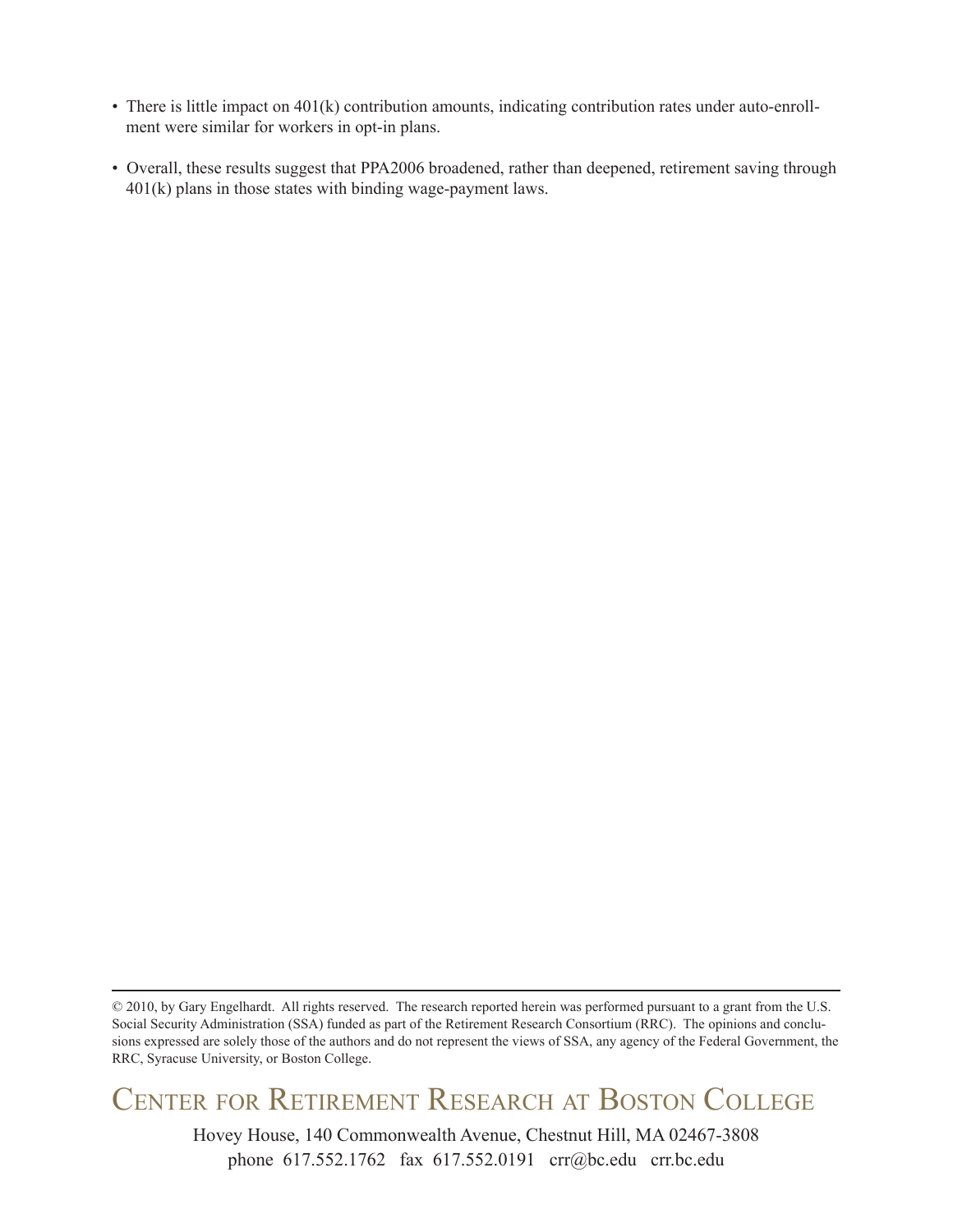- There is little impact on 401(k) contribution amounts, indicating contribution rates under auto-enrollment were similar for workers in opt-in plans.
- Overall, these results suggest that PPA2006 broadened, rather than deepened, retirement saving through 401(k) plans in those states with binding wage-payment laws.

---

© 2010, by Gary Engelhardt. All rights reserved. The research reported herein was performed pursuant to a grant from the U.S. Social Security Administration (SSA) funded as part of the Retirement Research Consortium (RRC). The opinions and conclusions expressed are solely those of the authors and do not represent the views of SSA, any agency of the Federal Government, the RRC, Syracuse University, or Boston College.

## Center for Retirement Research at Boston College

Hovey House, 140 Commonwealth Avenue, Chestnut Hill, MA 02467-3808
phone 617.552.1762 fax 617.552.0191 crr@bc.edu crr.bc.edu